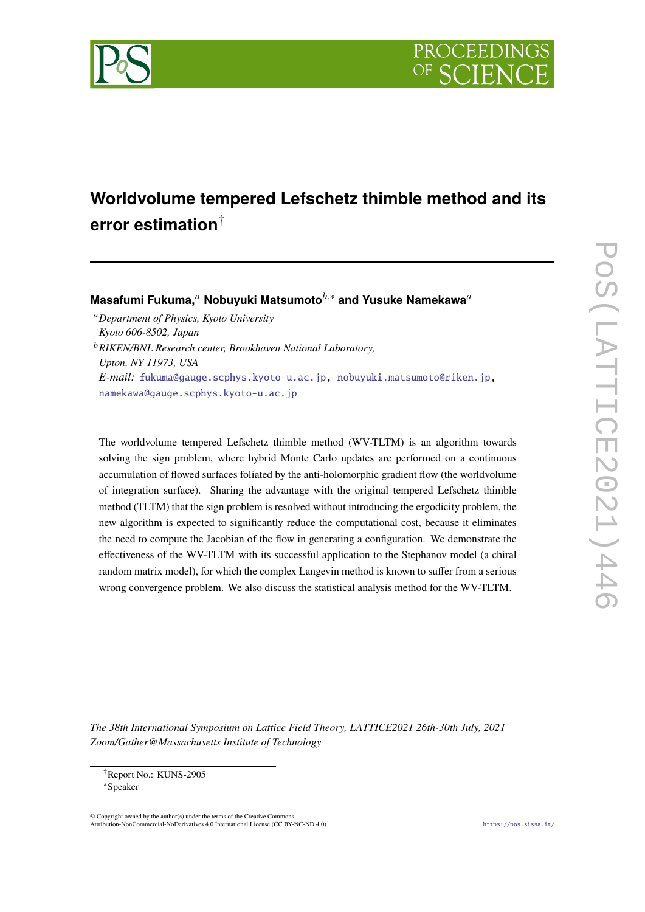# Worldvolume tempered Lefschetz thimble method and its error estimation[†]

**Masafumi Fukuma,**[a] **Nobuyuki Matsumoto**[b,*] **and Yusuke Namekawa**[a]

[a] *Department of Physics, Kyoto University*
*Kyoto 606-8502, Japan*

[b] *RIKEN/BNL Research center, Brookhaven National Laboratory,*
*Upton, NY 11973, USA*

*E-mail:* fukuma@gauge.scphys.kyoto-u.ac.jp, nobuyuki.matsumoto@riken.jp, namekawa@gauge.scphys.kyoto-u.ac.jp

The worldvolume tempered Lefschetz thimble method (WV-TLTM) is an algorithm towards solving the sign problem, where hybrid Monte Carlo updates are performed on a continuous accumulation of flowed surfaces foliated by the anti-holomorphic gradient flow (the worldvolume of integration surface). Sharing the advantage with the original tempered Lefschetz thimble method (TLTM) that the sign problem is resolved without introducing the ergodicity problem, the new algorithm is expected to significantly reduce the computational cost, because it eliminates the need to compute the Jacobian of the flow in generating a configuration. We demonstrate the effectiveness of the WV-TLTM with its successful application to the Stephanov model (a chiral random matrix model), for which the complex Langevin method is known to suffer from a serious wrong convergence problem. We also discuss the statistical analysis method for the WV-TLTM.

*The 38th International Symposium on Lattice Field Theory, LATTICE2021 26th-30th July, 2021*
*Zoom/Gather@Massachusetts Institute of Technology*

[†] Report No.: KUNS-2905

[*] Speaker

© Copyright owned by the author(s) under the terms of the Creative Commons Attribution-NonCommercial-NoDerivatives 4.0 International License (CC BY-NC-ND 4.0).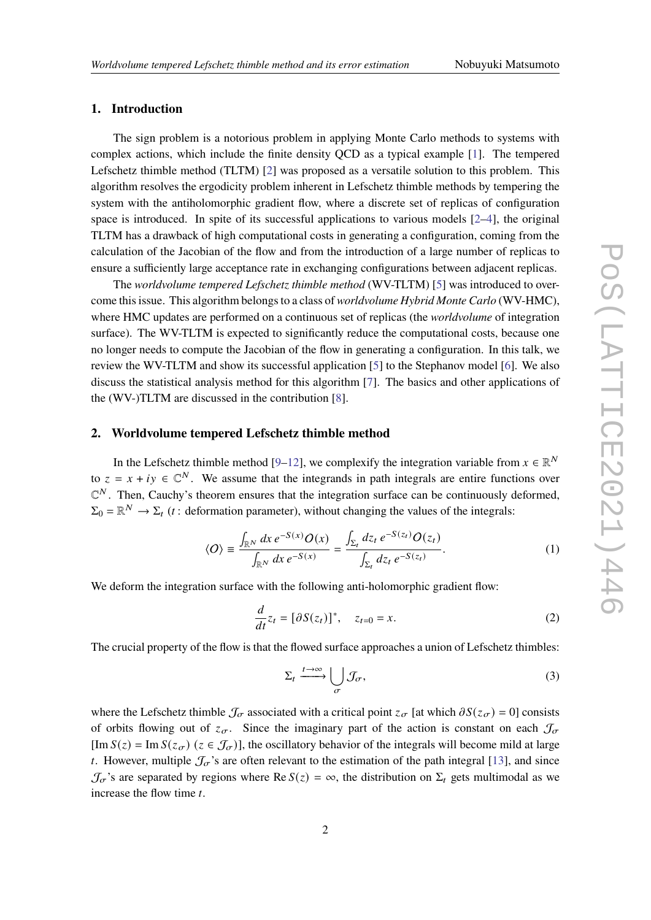## 1. Introduction

The sign problem is a notorious problem in applying Monte Carlo methods to systems with complex actions, which include the finite density QCD as a typical example [1]. The tempered Lefschetz thimble method (TLTM) [2] was proposed as a versatile solution to this problem. This algorithm resolves the ergodicity problem inherent in Lefschetz thimble methods by tempering the system with the antiholomorphic gradient flow, where a discrete set of replicas of configuration space is introduced. In spite of its successful applications to various models [2–4], the original TLTM has a drawback of high computational costs in generating a configuration, coming from the calculation of the Jacobian of the flow and from the introduction of a large number of replicas to ensure a sufficiently large acceptance rate in exchanging configurations between adjacent replicas.

The *worldvolume tempered Lefschetz thimble method* (WV-TLTM) [5] was introduced to overcome this issue. This algorithm belongs to a class of *worldvolume Hybrid Monte Carlo* (WV-HMC), where HMC updates are performed on a continuous set of replicas (the *worldvolume* of integration surface). The WV-TLTM is expected to significantly reduce the computational costs, because one no longer needs to compute the Jacobian of the flow in generating a configuration. In this talk, we review the WV-TLTM and show its successful application [5] to the Stephanov model [6]. We also discuss the statistical analysis method for this algorithm [7]. The basics and other applications of the (WV-)TLTM are discussed in the contribution [8].

## 2. Worldvolume tempered Lefschetz thimble method

In the Lefschetz thimble method [9–12], we complexify the integration variable from $x \in \mathbb{R}^N$ to $z = x + iy \in \mathbb{C}^N$. We assume that the integrands in path integrals are entire functions over $\mathbb{C}^N$. Then, Cauchy's theorem ensures that the integration surface can be continuously deformed, $\Sigma_0 = \mathbb{R}^N \to \Sigma_t$ ($t$ : deformation parameter), without changing the values of the integrals:

$$\langle O \rangle \equiv \frac{\int_{\mathbb{R}^N} dx\, e^{-S(x)} O(x)}{\int_{\mathbb{R}^N} dx\, e^{-S(x)}} = \frac{\int_{\Sigma_t} dz_t\, e^{-S(z_t)} O(z_t)}{\int_{\Sigma_t} dz_t\, e^{-S(z_t)}}. \tag{1}$$

We deform the integration surface with the following anti-holomorphic gradient flow:

$$\frac{d}{dt} z_t = [\partial S(z_t)]^*, \quad z_{t=0} = x. \tag{2}$$

The crucial property of the flow is that the flowed surface approaches a union of Lefschetz thimbles:

$$\Sigma_t \xrightarrow{t \to \infty} \bigcup_{\sigma} \mathcal{J}_\sigma, \tag{3}$$

where the Lefschetz thimble $\mathcal{J}_\sigma$ associated with a critical point $z_\sigma$ [at which $\partial S(z_\sigma) = 0$] consists of orbits flowing out of $z_\sigma$. Since the imaginary part of the action is constant on each $\mathcal{J}_\sigma$ [$\mathrm{Im}\, S(z) = \mathrm{Im}\, S(z_\sigma)$ ($z \in \mathcal{J}_\sigma$)], the oscillatory behavior of the integrals will become mild at large $t$. However, multiple $\mathcal{J}_\sigma$'s are often relevant to the estimation of the path integral [13], and since $\mathcal{J}_\sigma$'s are separated by regions where $\mathrm{Re}\, S(z) = \infty$, the distribution on $\Sigma_t$ gets multimodal as we increase the flow time $t$.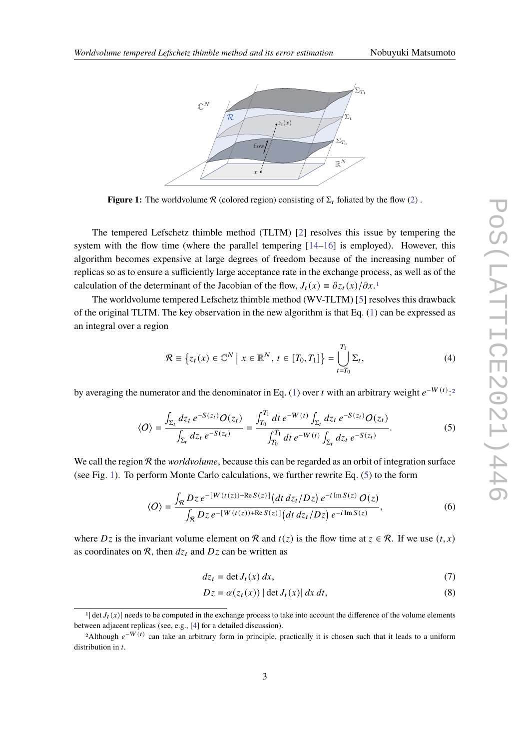**Figure 1:** The worldvolume $\mathcal{R}$ (colored region) consisting of $\Sigma_t$ foliated by the flow (2) .

The tempered Lefschetz thimble method (TLTM) [2] resolves this issue by tempering the system with the flow time (where the parallel tempering [14–16] is employed). However, this algorithm becomes expensive at large degrees of freedom because of the increasing number of replicas so as to ensure a sufficiently large acceptance rate in the exchange process, as well as of the calculation of the determinant of the Jacobian of the flow, $J_t(x) \equiv \partial z_t(x)/\partial x$.[1]

The worldvolume tempered Lefschetz thimble method (WV-TLTM) [5] resolves this drawback of the original TLTM. The key observation in the new algorithm is that Eq. (1) can be expressed as an integral over a region

$$\mathcal{R} \equiv \{ z_t(x) \in \mathbb{C}^N \mid x \in \mathbb{R}^N,\, t \in [T_0, T_1] \} = \bigcup_{t=T_0}^{T_1} \Sigma_t, \tag{4}$$

by averaging the numerator and the denominator in Eq. (1) over $t$ with an arbitrary weight $e^{-W(t)}$:[2]

$$\langle O \rangle = \frac{\int_{\Sigma_t} dz_t\, e^{-S(z_t)} O(z_t)}{\int_{\Sigma_t} dz_t\, e^{-S(z_t)}} = \frac{\int_{T_0}^{T_1} dt\, e^{-W(t)} \int_{\Sigma_t} dz_t\, e^{-S(z_t)} O(z_t)}{\int_{T_0}^{T_1} dt\, e^{-W(t)} \int_{\Sigma_t} dz_t\, e^{-S(z_t)}}. \tag{5}$$

We call the region $\mathcal{R}$ the *worldvolume*, because this can be regarded as an orbit of integration surface (see Fig. 1). To perform Monte Carlo calculations, we further rewrite Eq. (5) to the form

$$\langle O \rangle = \frac{\int_{\mathcal{R}} Dz\, e^{-[W(t(z)) + \operatorname{Re} S(z)]} \big( dt\, dz_t / Dz \big)\, e^{-i \operatorname{Im} S(z)}\, O(z)}{\int_{\mathcal{R}} Dz\, e^{-[W(t(z)) + \operatorname{Re} S(z)]} \big( dt\, dz_t / Dz \big)\, e^{-i \operatorname{Im} S(z)}}, \tag{6}$$

where $Dz$ is the invariant volume element on $\mathcal{R}$ and $t(z)$ is the flow time at $z \in \mathcal{R}$. If we use $(t, x)$ as coordinates on $\mathcal{R}$, then $dz_t$ and $Dz$ can be written as

$$dz_t = \det J_t(x)\, dx, \tag{7}$$

$$Dz = \alpha(z_t(x))\, |\det J_t(x)|\, dx\, dt, \tag{8}$$

[1] $|\det J_t(x)|$ needs to be computed in the exchange process to take into account the difference of the volume elements between adjacent replicas (see, e.g., [4] for a detailed discussion).

[2] Although $e^{-W(t)}$ can take an arbitrary form in principle, practically it is chosen such that it leads to a uniform distribution in $t$.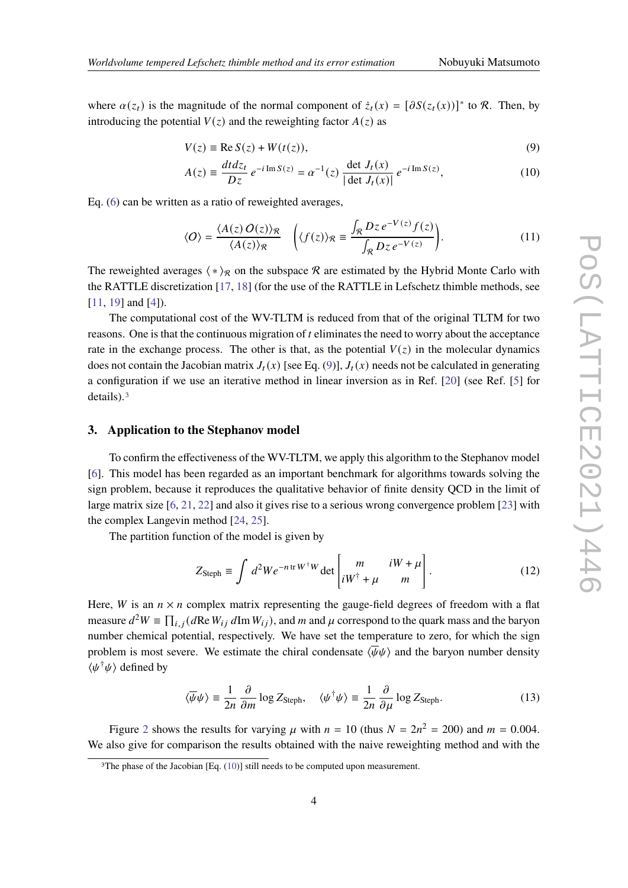where $\alpha(z_t)$ is the magnitude of the normal component of $\dot{z}_t(x) = [\partial S(z_t(x))]^*$ to $\mathcal{R}$. Then, by introducing the potential $V(z)$ and the reweighting factor $A(z)$ as

$$V(z) \equiv \mathrm{Re}\, S(z) + W(t(z)), \tag{9}$$

$$A(z) \equiv \frac{dt dz_t}{Dz}\, e^{-i\,\mathrm{Im}\, S(z)} = \alpha^{-1}(z)\, \frac{\det J_t(x)}{|\det J_t(x)|}\, e^{-i\,\mathrm{Im}\, S(z)}, \tag{10}$$

Eq. (6) can be written as a ratio of reweighted averages,

$$\langle O \rangle = \frac{\langle A(z)\, O(z)\rangle_{\mathcal{R}}}{\langle A(z)\rangle_{\mathcal{R}}} \quad \left( \langle f(z)\rangle_{\mathcal{R}} \equiv \frac{\int_{\mathcal{R}} Dz\, e^{-V(z)} f(z)}{\int_{\mathcal{R}} Dz\, e^{-V(z)}} \right). \tag{11}$$

The reweighted averages $\langle * \rangle_{\mathcal{R}}$ on the subspace $\mathcal{R}$ are estimated by the Hybrid Monte Carlo with the RATTLE discretization [17, 18] (for the use of the RATTLE in Lefschetz thimble methods, see [11, 19] and [4]).

The computational cost of the WV-TLTM is reduced from that of the original TLTM for two reasons. One is that the continuous migration of $t$ eliminates the need to worry about the acceptance rate in the exchange process. The other is that, as the potential $V(z)$ in the molecular dynamics does not contain the Jacobian matrix $J_t(x)$ [see Eq. (9)], $J_t(x)$ needs not be calculated in generating a configuration if we use an iterative method in linear inversion as in Ref. [20] (see Ref. [5] for details).[3]

## 3. Application to the Stephanov model

To confirm the effectiveness of the WV-TLTM, we apply this algorithm to the Stephanov model [6]. This model has been regarded as an important benchmark for algorithms towards solving the sign problem, because it reproduces the qualitative behavior of finite density QCD in the limit of large matrix size [6, 21, 22] and also it gives rise to a serious wrong convergence problem [23] with the complex Langevin method [24, 25].

The partition function of the model is given by

$$Z_{\mathrm{Steph}} \equiv \int d^2W e^{-n\,\mathrm{tr}\, W^\dagger W} \det \begin{bmatrix} m & iW + \mu \\ iW^\dagger + \mu & m \end{bmatrix}. \tag{12}$$

Here, $W$ is an $n \times n$ complex matrix representing the gauge-field degrees of freedom with a flat measure $d^2W \equiv \prod_{i,j}(d\mathrm{Re}\, W_{ij}\, d\mathrm{Im}\, W_{ij})$, and $m$ and $\mu$ correspond to the quark mass and the baryon number chemical potential, respectively. We have set the temperature to zero, for which the sign problem is most severe. We estimate the chiral condensate $\langle \overline{\psi}\psi \rangle$ and the baryon number density $\langle \psi^\dagger \psi \rangle$ defined by

$$\langle \overline{\psi}\psi \rangle \equiv \frac{1}{2n}\frac{\partial}{\partial m} \log Z_{\mathrm{Steph}}, \quad \langle \psi^\dagger \psi \rangle \equiv \frac{1}{2n}\frac{\partial}{\partial \mu} \log Z_{\mathrm{Steph}}. \tag{13}$$

Figure 2 shows the results for varying $\mu$ with $n = 10$ (thus $N = 2n^2 = 200$) and $m = 0.004$. We also give for comparison the results obtained with the naive reweighting method and with the

[3] The phase of the Jacobian [Eq. (10)] still needs to be computed upon measurement.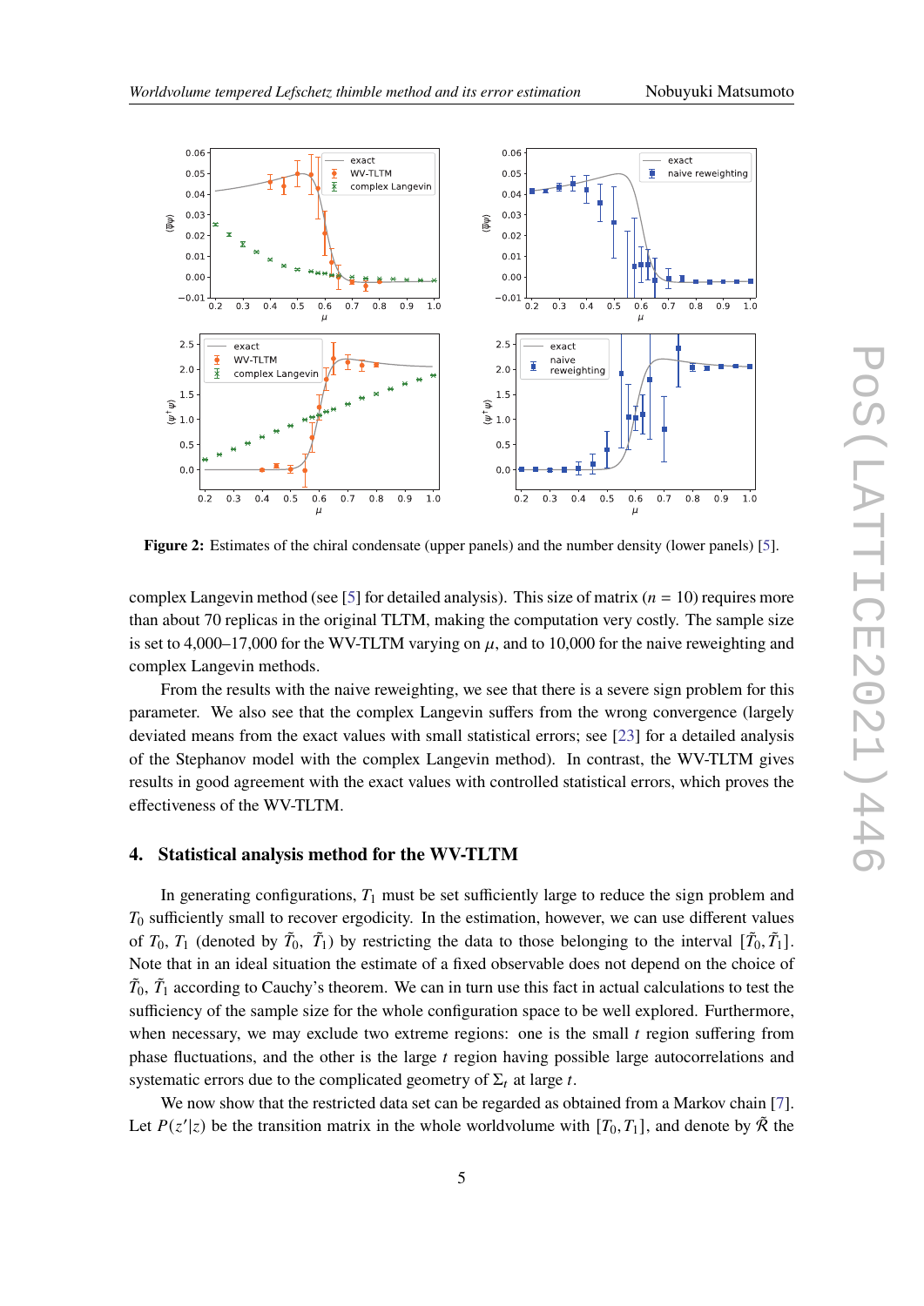**Figure 2:** Estimates of the chiral condensate (upper panels) and the number density (lower panels) [5].

complex Langevin method (see [5] for detailed analysis). This size of matrix ($n = 10$) requires more than about 70 replicas in the original TLTM, making the computation very costly. The sample size is set to 4,000–17,000 for the WV-TLTM varying on $\mu$, and to 10,000 for the naive reweighting and complex Langevin methods.

From the results with the naive reweighting, we see that there is a severe sign problem for this parameter. We also see that the complex Langevin suffers from the wrong convergence (largely deviated means from the exact values with small statistical errors; see [23] for a detailed analysis of the Stephanov model with the complex Langevin method). In contrast, the WV-TLTM gives results in good agreement with the exact values with controlled statistical errors, which proves the effectiveness of the WV-TLTM.

## 4. Statistical analysis method for the WV-TLTM

In generating configurations, $T_1$ must be set sufficiently large to reduce the sign problem and $T_0$ sufficiently small to recover ergodicity. In the estimation, however, we can use different values of $T_0$, $T_1$ (denoted by $\tilde{T}_0$, $\tilde{T}_1$) by restricting the data to those belonging to the interval $[\tilde{T}_0, \tilde{T}_1]$. Note that in an ideal situation the estimate of a fixed observable does not depend on the choice of $\tilde{T}_0$, $\tilde{T}_1$ according to Cauchy's theorem. We can in turn use this fact in actual calculations to test the sufficiency of the sample size for the whole configuration space to be well explored. Furthermore, when necessary, we may exclude two extreme regions: one is the small $t$ region suffering from phase fluctuations, and the other is the large $t$ region having possible large autocorrelations and systematic errors due to the complicated geometry of $\Sigma_t$ at large $t$.

We now show that the restricted data set can be regarded as obtained from a Markov chain [7]. Let $P(z'|z)$ be the transition matrix in the whole worldvolume with $[T_0, T_1]$, and denote by $\tilde{\mathcal{R}}$ the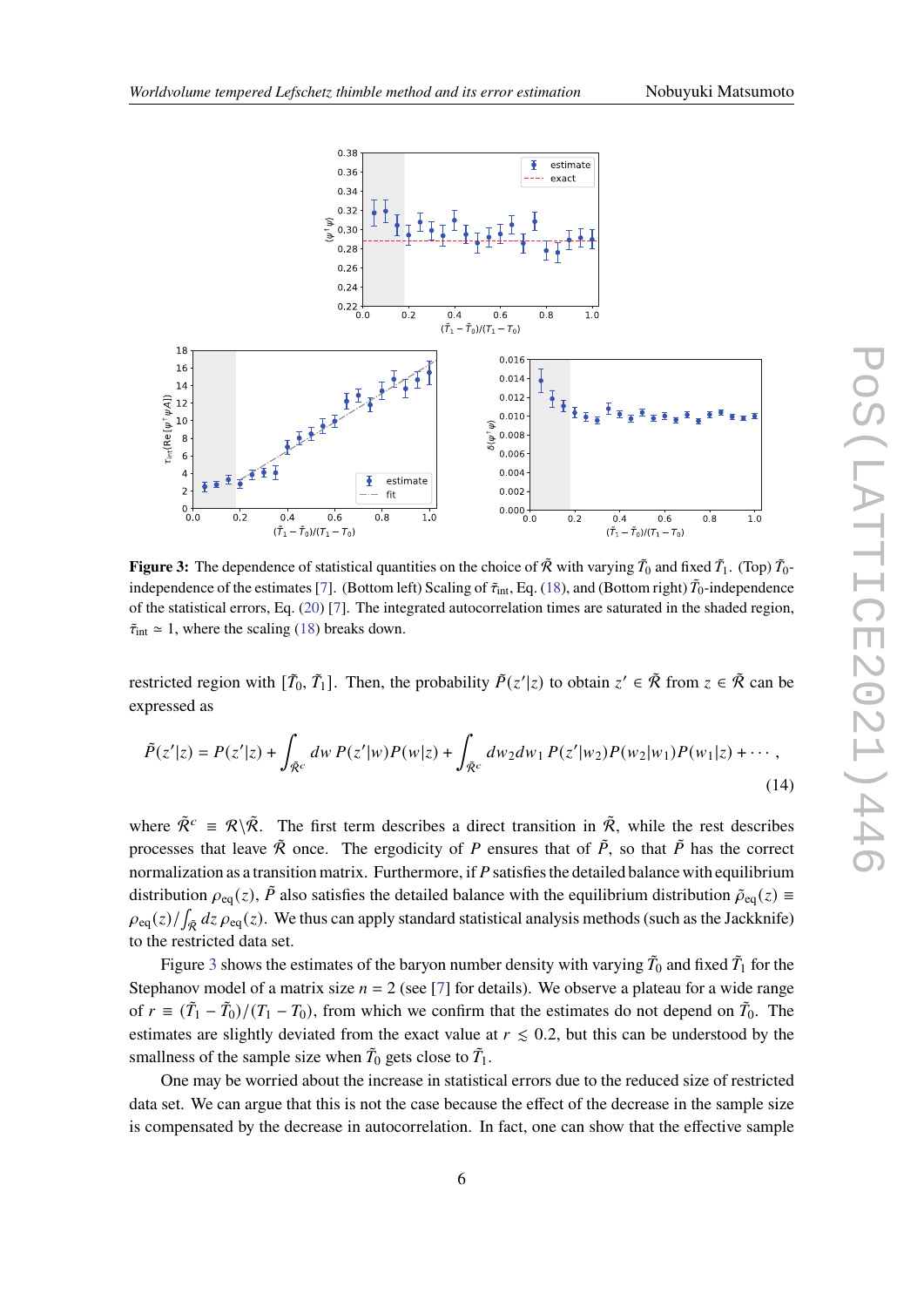**Figure 3:** The dependence of statistical quantities on the choice of $\tilde{\mathcal{R}}$ with varying $\tilde{T}_0$ and fixed $\tilde{T}_1$. (Top) $\tilde{T}_0$-independence of the estimates [7]. (Bottom left) Scaling of $\tilde{\tau}_{\rm int}$, Eq. (18), and (Bottom right) $\tilde{T}_0$-independence of the statistical errors, Eq. (20) [7]. The integrated autocorrelation times are saturated in the shaded region, $\tilde{\tau}_{\rm int} \simeq 1$, where the scaling (18) breaks down.

restricted region with $[\tilde{T}_0, \tilde{T}_1]$. Then, the probability $\tilde{P}(z'|z)$ to obtain $z' \in \tilde{\mathcal{R}}$ from $z \in \tilde{\mathcal{R}}$ can be expressed as

$$\tilde{P}(z'|z) = P(z'|z) + \int_{\tilde{\mathcal{R}}^c} dw\, P(z'|w)P(w|z) + \int_{\tilde{\mathcal{R}}^c} dw_2 dw_1\, P(z'|w_2)P(w_2|w_1)P(w_1|z) + \cdots, \tag{14}$$

where $\tilde{\mathcal{R}}^c \equiv \mathcal{R}\backslash\tilde{\mathcal{R}}$. The first term describes a direct transition in $\tilde{\mathcal{R}}$, while the rest describes processes that leave $\tilde{\mathcal{R}}$ once. The ergodicity of $P$ ensures that of $\tilde{P}$, so that $\tilde{P}$ has the correct normalization as a transition matrix. Furthermore, if $P$ satisfies the detailed balance with equilibrium distribution $\rho_{\rm eq}(z)$, $\tilde{P}$ also satisfies the detailed balance with the equilibrium distribution $\tilde{\rho}_{\rm eq}(z) \equiv \rho_{\rm eq}(z)/\int_{\tilde{\mathcal{R}}} dz\, \rho_{\rm eq}(z)$. We thus can apply standard statistical analysis methods (such as the Jackknife) to the restricted data set.

Figure 3 shows the estimates of the baryon number density with varying $\tilde{T}_0$ and fixed $\tilde{T}_1$ for the Stephanov model of a matrix size $n = 2$ (see [7] for details). We observe a plateau for a wide range of $r \equiv (\tilde{T}_1 - \tilde{T}_0)/(T_1 - T_0)$, from which we confirm that the estimates do not depend on $\tilde{T}_0$. The estimates are slightly deviated from the exact value at $r \lesssim 0.2$, but this can be understood by the smallness of the sample size when $\tilde{T}_0$ gets close to $\tilde{T}_1$.

One may be worried about the increase in statistical errors due to the reduced size of restricted data set. We can argue that this is not the case because the effect of the decrease in the sample size is compensated by the decrease in autocorrelation. In fact, one can show that the effective sample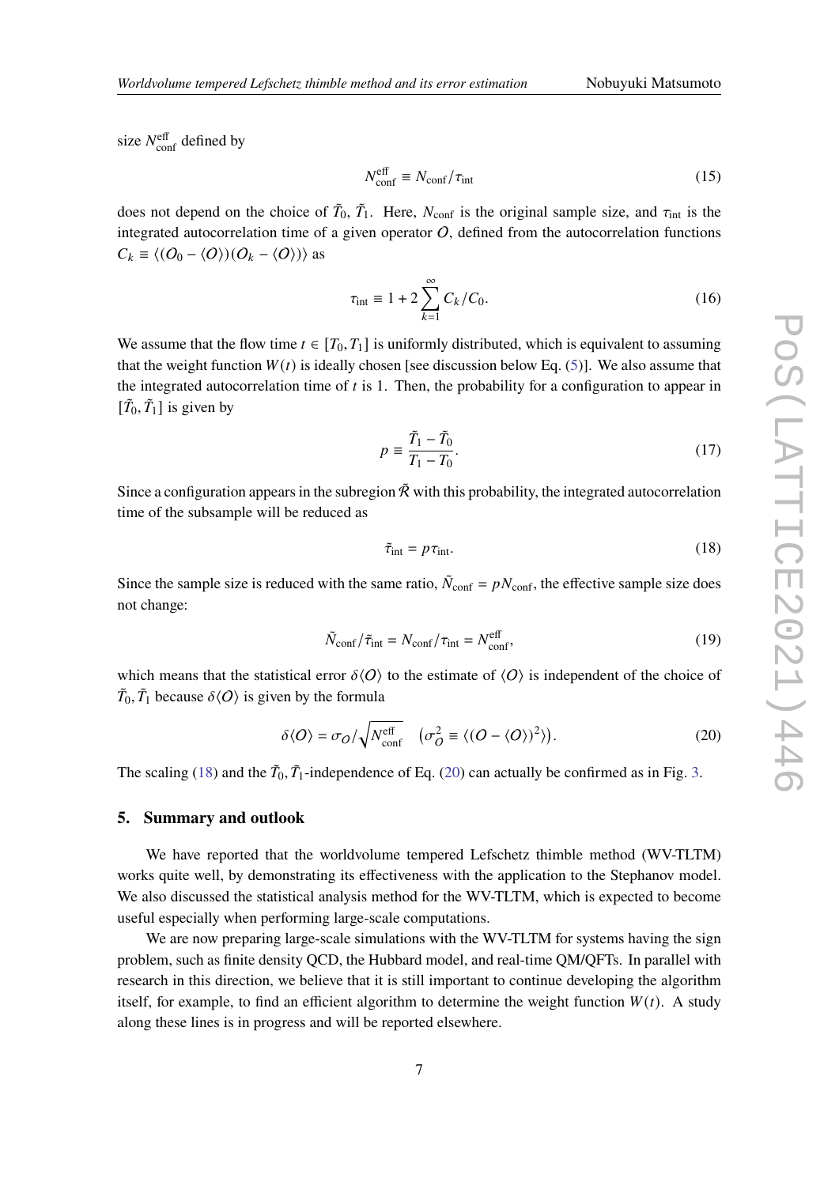size $N_{\text{conf}}^{\text{eff}}$ defined by

$$N_{\text{conf}}^{\text{eff}} \equiv N_{\text{conf}}/\tau_{\text{int}} \tag{15}$$

does not depend on the choice of $\tilde{T}_0$, $\tilde{T}_1$. Here, $N_{\text{conf}}$ is the original sample size, and $\tau_{\text{int}}$ is the integrated autocorrelation time of a given operator $O$, defined from the autocorrelation functions $C_k \equiv \langle (O_0 - \langle O \rangle)(O_k - \langle O \rangle) \rangle$ as

$$\tau_{\text{int}} \equiv 1 + 2\sum_{k=1}^{\infty} C_k/C_0. \tag{16}$$

We assume that the flow time $t \in [T_0, T_1]$ is uniformly distributed, which is equivalent to assuming that the weight function $W(t)$ is ideally chosen [see discussion below Eq. (5)]. We also assume that the integrated autocorrelation time of $t$ is 1. Then, the probability for a configuration to appear in $[\tilde{T}_0, \tilde{T}_1]$ is given by

$$p \equiv \frac{\tilde{T}_1 - \tilde{T}_0}{T_1 - T_0}. \tag{17}$$

Since a configuration appears in the subregion $\tilde{\mathcal{R}}$ with this probability, the integrated autocorrelation time of the subsample will be reduced as

$$\tilde{\tau}_{\text{int}} = p\,\tau_{\text{int}}. \tag{18}$$

Since the sample size is reduced with the same ratio, $\tilde{N}_{\text{conf}} = pN_{\text{conf}}$, the effective sample size does not change:

$$\tilde{N}_{\text{conf}}/\tilde{\tau}_{\text{int}} = N_{\text{conf}}/\tau_{\text{int}} = N_{\text{conf}}^{\text{eff}}, \tag{19}$$

which means that the statistical error $\delta\langle O \rangle$ to the estimate of $\langle O \rangle$ is independent of the choice of $\tilde{T}_0, \tilde{T}_1$ because $\delta\langle O \rangle$ is given by the formula

$$\delta\langle O \rangle = \sigma_O \Big/ \sqrt{N_{\text{conf}}^{\text{eff}}} \quad \left(\sigma_O^2 \equiv \langle (O - \langle O \rangle)^2 \rangle\right). \tag{20}$$

The scaling (18) and the $\tilde{T}_0, \tilde{T}_1$-independence of Eq. (20) can actually be confirmed as in Fig. 3.

## 5. Summary and outlook

We have reported that the worldvolume tempered Lefschetz thimble method (WV-TLTM) works quite well, by demonstrating its effectiveness with the application to the Stephanov model. We also discussed the statistical analysis method for the WV-TLTM, which is expected to become useful especially when performing large-scale computations.

We are now preparing large-scale simulations with the WV-TLTM for systems having the sign problem, such as finite density QCD, the Hubbard model, and real-time QM/QFTs. In parallel with research in this direction, we believe that it is still important to continue developing the algorithm itself, for example, to find an efficient algorithm to determine the weight function $W(t)$. A study along these lines is in progress and will be reported elsewhere.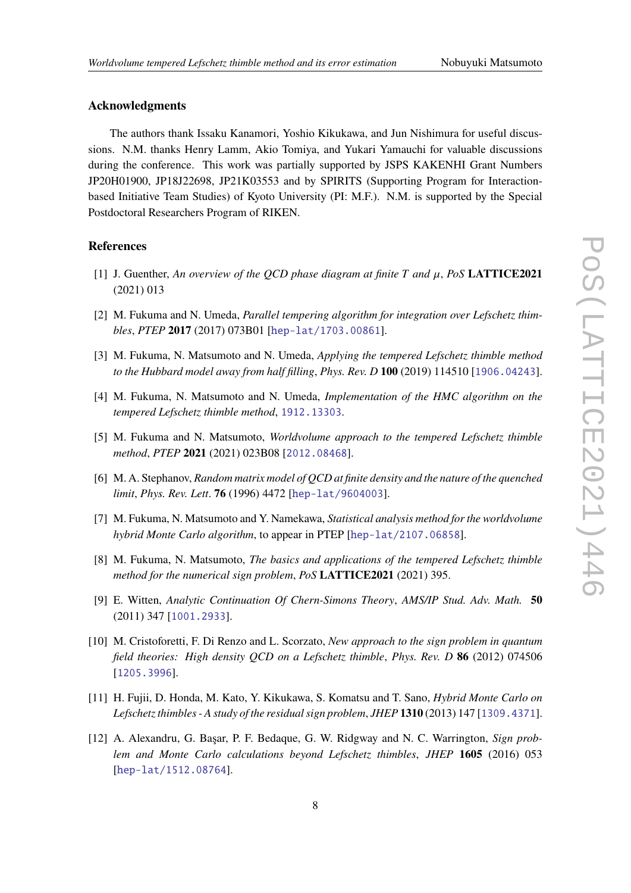## Acknowledgments

The authors thank Issaku Kanamori, Yoshio Kikukawa, and Jun Nishimura for useful discussions. N.M. thanks Henry Lamm, Akio Tomiya, and Yukari Yamauchi for valuable discussions during the conference. This work was partially supported by JSPS KAKENHI Grant Numbers JP20H01900, JP18J22698, JP21K03553 and by SPIRITS (Supporting Program for Interaction-based Initiative Team Studies) of Kyoto University (PI: M.F.). N.M. is supported by the Special Postdoctoral Researchers Program of RIKEN.

## References

[1] J. Guenther, *An overview of the QCD phase diagram at finite T and $\mu$*, *PoS* **LATTICE2021** (2021) 013

[2] M. Fukuma and N. Umeda, *Parallel tempering algorithm for integration over Lefschetz thimbles*, *PTEP* **2017** (2017) 073B01 [hep-lat/1703.00861].

[3] M. Fukuma, N. Matsumoto and N. Umeda, *Applying the tempered Lefschetz thimble method to the Hubbard model away from half filling*, *Phys. Rev. D* **100** (2019) 114510 [1906.04243].

[4] M. Fukuma, N. Matsumoto and N. Umeda, *Implementation of the HMC algorithm on the tempered Lefschetz thimble method*, 1912.13303.

[5] M. Fukuma and N. Matsumoto, *Worldvolume approach to the tempered Lefschetz thimble method*, *PTEP* **2021** (2021) 023B08 [2012.08468].

[6] M. A. Stephanov, *Random matrix model of QCD at finite density and the nature of the quenched limit*, *Phys. Rev. Lett*. **76** (1996) 4472 [hep-lat/9604003].

[7] M. Fukuma, N. Matsumoto and Y. Namekawa, *Statistical analysis method for the worldvolume hybrid Monte Carlo algorithm*, to appear in PTEP [hep-lat/2107.06858].

[8] M. Fukuma, N. Matsumoto, *The basics and applications of the tempered Lefschetz thimble method for the numerical sign problem*, *PoS* **LATTICE2021** (2021) 395.

[9] E. Witten, *Analytic Continuation Of Chern-Simons Theory*, *AMS/IP Stud. Adv. Math.* **50** (2011) 347 [1001.2933].

[10] M. Cristoforetti, F. Di Renzo and L. Scorzato, *New approach to the sign problem in quantum field theories: High density QCD on a Lefschetz thimble*, *Phys. Rev. D* **86** (2012) 074506 [1205.3996].

[11] H. Fujii, D. Honda, M. Kato, Y. Kikukawa, S. Komatsu and T. Sano, *Hybrid Monte Carlo on Lefschetz thimbles - A study of the residual sign problem*, *JHEP* **1310** (2013) 147 [1309.4371].

[12] A. Alexandru, G. Başar, P. F. Bedaque, G. W. Ridgway and N. C. Warrington, *Sign problem and Monte Carlo calculations beyond Lefschetz thimbles*, *JHEP* **1605** (2016) 053 [hep-lat/1512.08764].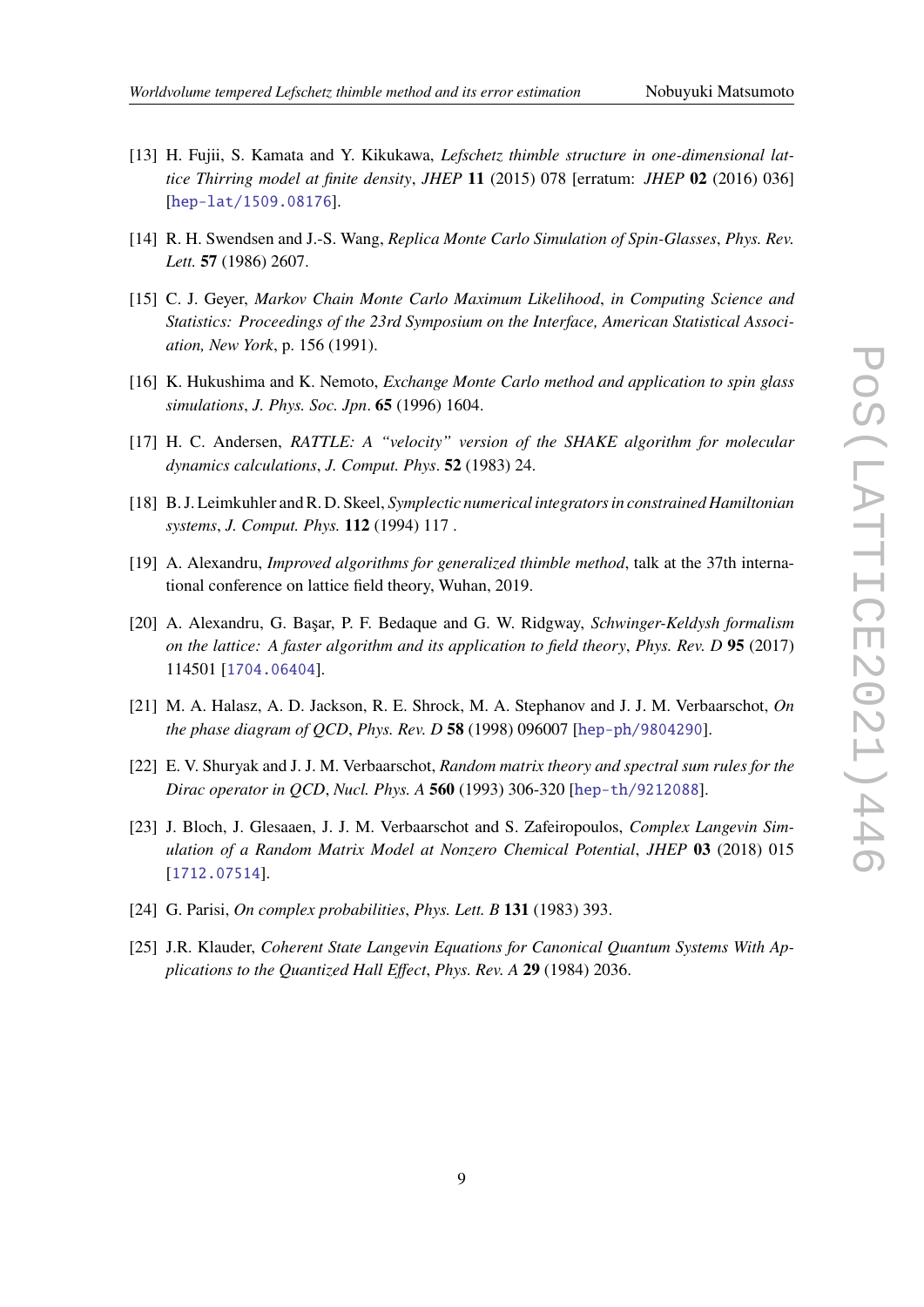[13] H. Fujii, S. Kamata and Y. Kikukawa, *Lefschetz thimble structure in one-dimensional lattice Thirring model at finite density*, *JHEP* **11** (2015) 078 [erratum: *JHEP* **02** (2016) 036] [hep-lat/1509.08176].

[14] R. H. Swendsen and J.-S. Wang, *Replica Monte Carlo Simulation of Spin-Glasses*, *Phys. Rev. Lett.* **57** (1986) 2607.

[15] C. J. Geyer, *Markov Chain Monte Carlo Maximum Likelihood*, *in Computing Science and Statistics: Proceedings of the 23rd Symposium on the Interface, American Statistical Association, New York*, p. 156 (1991).

[16] K. Hukushima and K. Nemoto, *Exchange Monte Carlo method and application to spin glass simulations*, *J. Phys. Soc. Jpn*. **65** (1996) 1604.

[17] H. C. Andersen, *RATTLE: A "velocity" version of the SHAKE algorithm for molecular dynamics calculations*, *J. Comput. Phys*. **52** (1983) 24.

[18] B. J. Leimkuhler and R. D. Skeel, *Symplectic numerical integrators in constrained Hamiltonian systems*, *J. Comput. Phys.* **112** (1994) 117 .

[19] A. Alexandru, *Improved algorithms for generalized thimble method*, talk at the 37th international conference on lattice field theory, Wuhan, 2019.

[20] A. Alexandru, G. Başar, P. F. Bedaque and G. W. Ridgway, *Schwinger-Keldysh formalism on the lattice: A faster algorithm and its application to field theory*, *Phys. Rev. D* **95** (2017) 114501 [1704.06404].

[21] M. A. Halasz, A. D. Jackson, R. E. Shrock, M. A. Stephanov and J. J. M. Verbaarschot, *On the phase diagram of QCD*, *Phys. Rev. D* **58** (1998) 096007 [hep-ph/9804290].

[22] E. V. Shuryak and J. J. M. Verbaarschot, *Random matrix theory and spectral sum rules for the Dirac operator in QCD*, *Nucl. Phys. A* **560** (1993) 306-320 [hep-th/9212088].

[23] J. Bloch, J. Glesaaen, J. J. M. Verbaarschot and S. Zafeiropoulos, *Complex Langevin Simulation of a Random Matrix Model at Nonzero Chemical Potential*, *JHEP* **03** (2018) 015 [1712.07514].

[24] G. Parisi, *On complex probabilities*, *Phys. Lett. B* **131** (1983) 393.

[25] J.R. Klauder, *Coherent State Langevin Equations for Canonical Quantum Systems With Applications to the Quantized Hall Effect*, *Phys. Rev. A* **29** (1984) 2036.